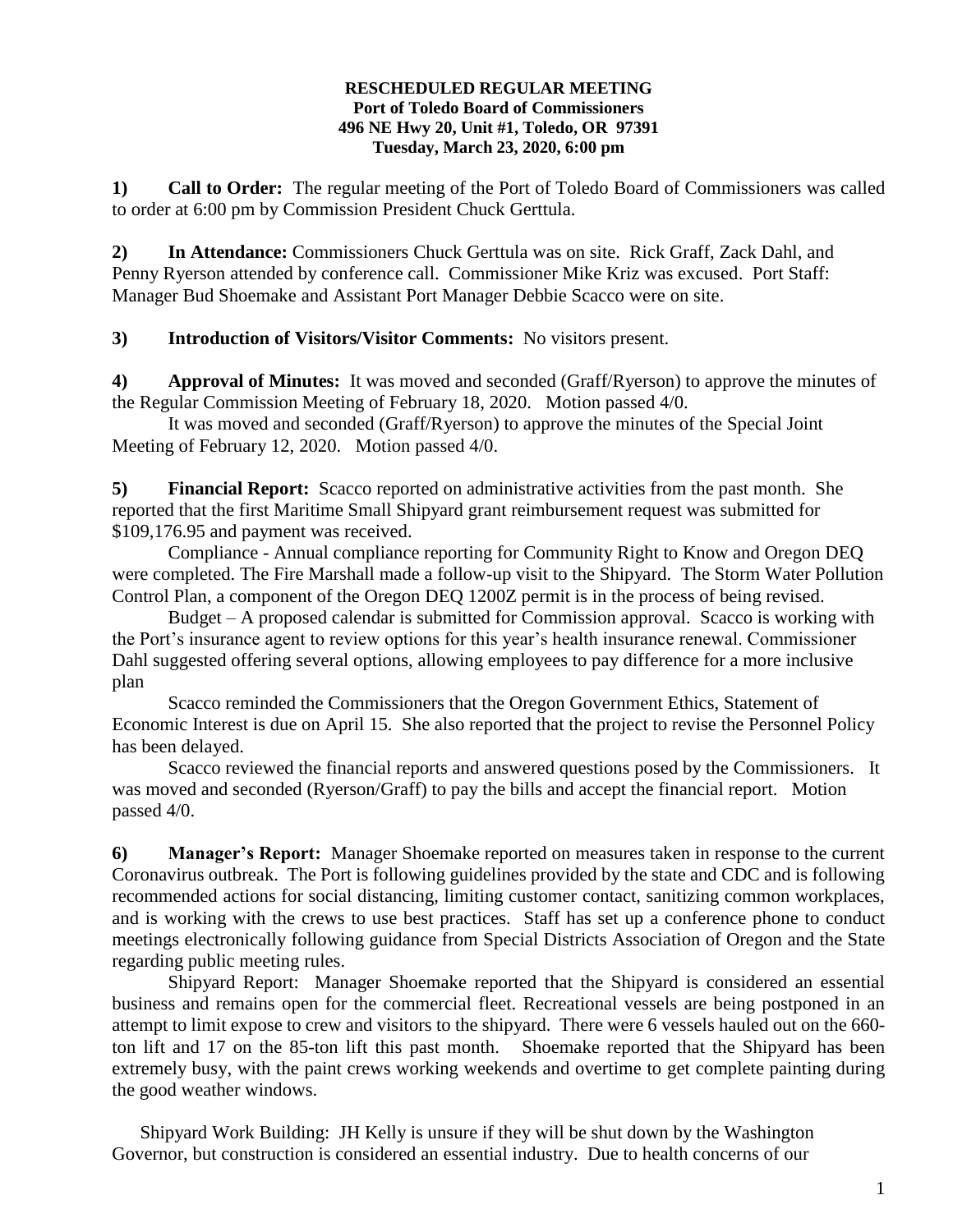**RESCHEDULED REGULAR MEETING**
**Port of Toledo Board of Commissioners**
**496 NE Hwy 20, Unit #1, Toledo, OR 97391**
**Tuesday, March 23, 2020, 6:00 pm**

**1) Call to Order:** The regular meeting of the Port of Toledo Board of Commissioners was called to order at 6:00 pm by Commission President Chuck Gerttula.

**2) In Attendance:** Commissioners Chuck Gerttula was on site. Rick Graff, Zack Dahl, and Penny Ryerson attended by conference call. Commissioner Mike Kriz was excused. Port Staff: Manager Bud Shoemake and Assistant Port Manager Debbie Scacco were on site.

**3) Introduction of Visitors/Visitor Comments:** No visitors present.

**4) Approval of Minutes:** It was moved and seconded (Graff/Ryerson) to approve the minutes of the Regular Commission Meeting of February 18, 2020. Motion passed 4/0.

It was moved and seconded (Graff/Ryerson) to approve the minutes of the Special Joint Meeting of February 12, 2020. Motion passed 4/0.

**5) Financial Report:** Scacco reported on administrative activities from the past month. She reported that the first Maritime Small Shipyard grant reimbursement request was submitted for $109,176.95 and payment was received.

Compliance - Annual compliance reporting for Community Right to Know and Oregon DEQ were completed. The Fire Marshall made a follow-up visit to the Shipyard. The Storm Water Pollution Control Plan, a component of the Oregon DEQ 1200Z permit is in the process of being revised.

Budget – A proposed calendar is submitted for Commission approval. Scacco is working with the Port's insurance agent to review options for this year's health insurance renewal. Commissioner Dahl suggested offering several options, allowing employees to pay difference for a more inclusive plan

Scacco reminded the Commissioners that the Oregon Government Ethics, Statement of Economic Interest is due on April 15. She also reported that the project to revise the Personnel Policy has been delayed.

Scacco reviewed the financial reports and answered questions posed by the Commissioners. It was moved and seconded (Ryerson/Graff) to pay the bills and accept the financial report. Motion passed 4/0.

**6) Manager's Report:** Manager Shoemake reported on measures taken in response to the current Coronavirus outbreak. The Port is following guidelines provided by the state and CDC and is following recommended actions for social distancing, limiting customer contact, sanitizing common workplaces, and is working with the crews to use best practices. Staff has set up a conference phone to conduct meetings electronically following guidance from Special Districts Association of Oregon and the State regarding public meeting rules.

Shipyard Report: Manager Shoemake reported that the Shipyard is considered an essential business and remains open for the commercial fleet. Recreational vessels are being postponed in an attempt to limit expose to crew and visitors to the shipyard. There were 6 vessels hauled out on the 660-ton lift and 17 on the 85-ton lift this past month. Shoemake reported that the Shipyard has been extremely busy, with the paint crews working weekends and overtime to get complete painting during the good weather windows.

Shipyard Work Building: JH Kelly is unsure if they will be shut down by the Washington Governor, but construction is considered an essential industry. Due to health concerns of our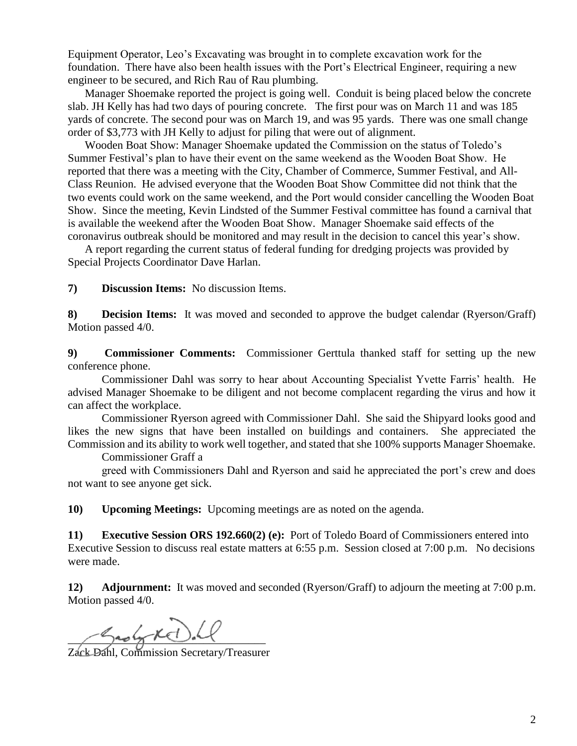Equipment Operator, Leo's Excavating was brought in to complete excavation work for the foundation. There have also been health issues with the Port's Electrical Engineer, requiring a new engineer to be secured, and Rich Rau of Rau plumbing.

Manager Shoemake reported the project is going well. Conduit is being placed below the concrete slab. JH Kelly has had two days of pouring concrete. The first pour was on March 11 and was 185 yards of concrete. The second pour was on March 19, and was 95 yards. There was one small change order of $3,773 with JH Kelly to adjust for piling that were out of alignment.

Wooden Boat Show: Manager Shoemake updated the Commission on the status of Toledo's Summer Festival's plan to have their event on the same weekend as the Wooden Boat Show. He reported that there was a meeting with the City, Chamber of Commerce, Summer Festival, and All-Class Reunion. He advised everyone that the Wooden Boat Show Committee did not think that the two events could work on the same weekend, and the Port would consider cancelling the Wooden Boat Show. Since the meeting, Kevin Lindsted of the Summer Festival committee has found a carnival that is available the weekend after the Wooden Boat Show. Manager Shoemake said effects of the coronavirus outbreak should be monitored and may result in the decision to cancel this year's show.

A report regarding the current status of federal funding for dredging projects was provided by Special Projects Coordinator Dave Harlan.

**7) Discussion Items:** No discussion Items.

**8) Decision Items:** It was moved and seconded to approve the budget calendar (Ryerson/Graff) Motion passed 4/0.

**9) Commissioner Comments:** Commissioner Gerttula thanked staff for setting up the new conference phone.

Commissioner Dahl was sorry to hear about Accounting Specialist Yvette Farris' health. He advised Manager Shoemake to be diligent and not become complacent regarding the virus and how it can affect the workplace.

Commissioner Ryerson agreed with Commissioner Dahl. She said the Shipyard looks good and likes the new signs that have been installed on buildings and containers. She appreciated the Commission and its ability to work well together, and stated that she 100% supports Manager Shoemake.

Commissioner Graff a

greed with Commissioners Dahl and Ryerson and said he appreciated the port's crew and does not want to see anyone get sick.

**10) Upcoming Meetings:** Upcoming meetings are as noted on the agenda.

**11) Executive Session ORS 192.660(2) (e):** Port of Toledo Board of Commissioners entered into Executive Session to discuss real estate matters at 6:55 p.m. Session closed at 7:00 p.m. No decisions were made.

**12) Adjournment:** It was moved and seconded (Ryerson/Graff) to adjourn the meeting at 7:00 p.m. Motion passed 4/0.

Zack Dahl, Commission Secretary/Treasurer